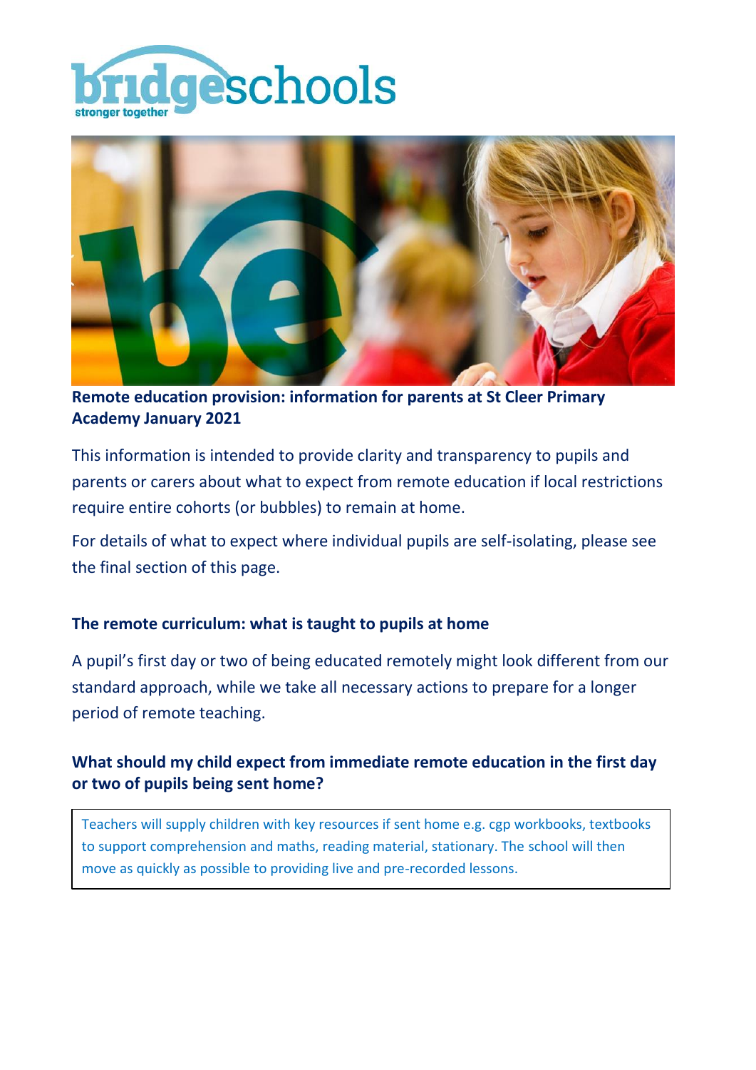## Remote education provision: information for parents at St Cleer Primary Academy January 2021

This information is intended to provide clarity and transparency to pupils and parents or carers about what to expect from remote education if local restrictions require entire cohorts (or bubbles) to remain at home.

For details of what to expect where individual pupils are self-isolating, please see the final section of this page.

### The remote curriculum: what is taught to pupils at home

A pupil's first day or two of being educated remotely might look different from our standard approach, while we take all necessary actions to prepare for a longer period of remote teaching.

### What should my child expect from immediate remote education in the first day or two of pupils being sent home?

Teachers will supply children with key resources if sent home e.g. cgp workbooks, textbooks to support comprehension and maths, reading material, stationary. The school will then move as quickly as possible to providing live and pre-recorded lessons.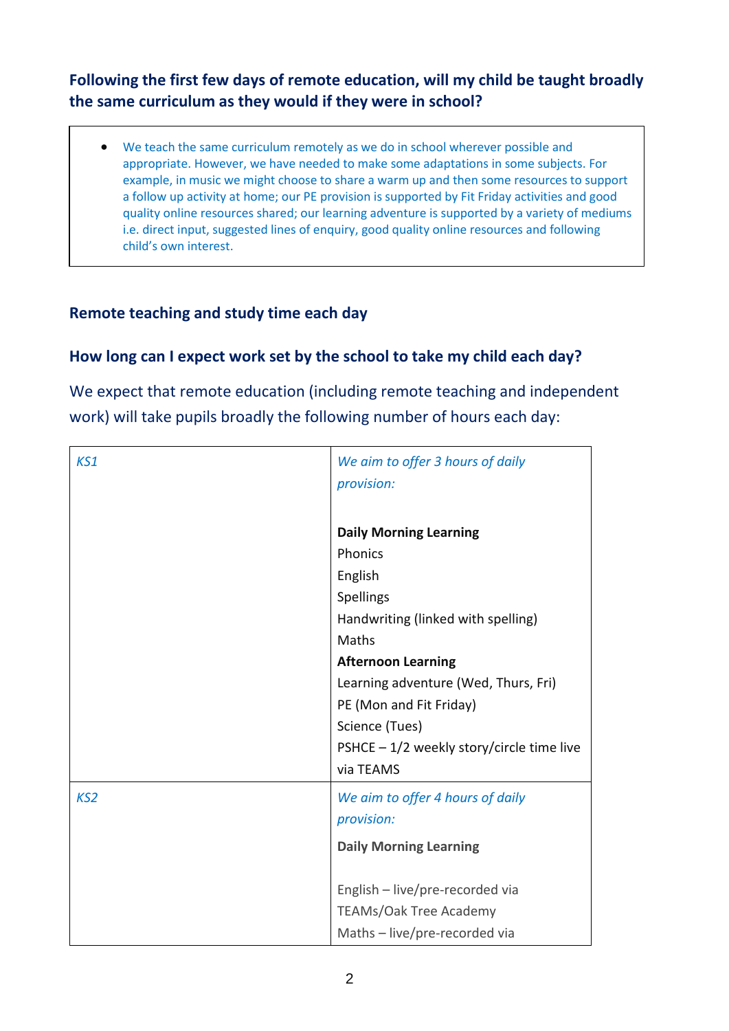### Following the first few days of remote education, will my child be taught broadly the same curriculum as they would if they were in school?

- We teach the same curriculum remotely as we do in school wherever possible and appropriate. However, we have needed to make some adaptations in some subjects. For example, in music we might choose to share a warm up and then some resources to support a follow up activity at home; our PE provision is supported by Fit Friday activities and good quality online resources shared; our learning adventure is supported by a variety of mediums i.e. direct input, suggested lines of enquiry, good quality online resources and following child's own interest.

## Remote teaching and study time each day

### How long can I expect work set by the school to take my child each day?

We expect that remote education (including remote teaching and independent work) will take pupils broadly the following number of hours each day:

| | |
|---|---|
| *KS1* | *We aim to offer 3 hours of daily provision:*<br><br>**Daily Morning Learning**<br>Phonics<br>English<br>Spellings<br>Handwriting (linked with spelling)<br>Maths<br>**Afternoon Learning**<br>Learning adventure (Wed, Thurs, Fri)<br>PE (Mon and Fit Friday)<br>Science (Tues)<br>PSHCE – 1/2 weekly story/circle time live via TEAMS |
| *KS2* | *We aim to offer 4 hours of daily provision:*<br>**Daily Morning Learning**<br><br>English – live/pre-recorded via TEAMs/Oak Tree Academy<br>Maths – live/pre-recorded via |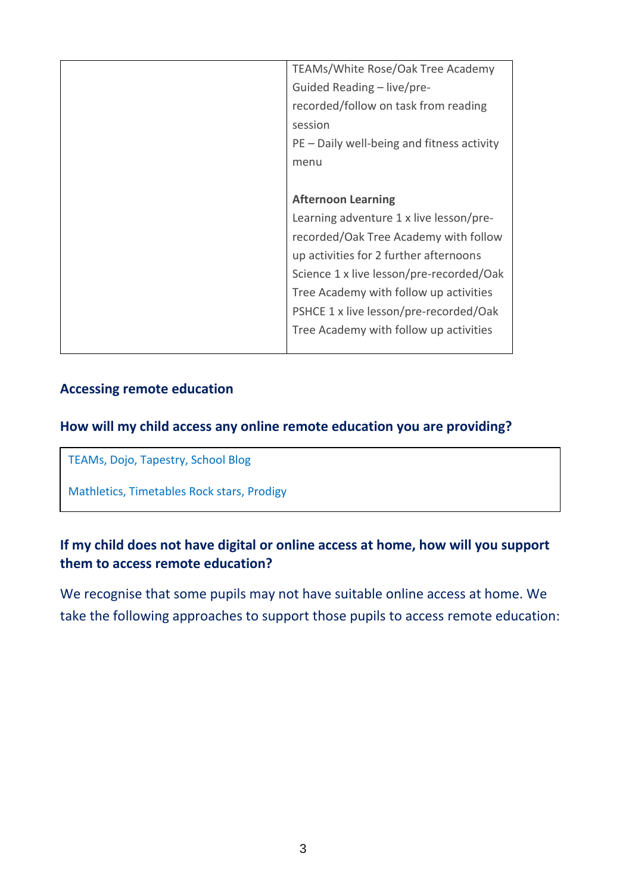| | |
|---|---|
| | TEAMs/White Rose/Oak Tree Academy<br>Guided Reading – live/pre-recorded/follow on task from reading session<br>PE – Daily well-being and fitness activity menu<br><br>**Afternoon Learning**<br>Learning adventure 1 x live lesson/pre-recorded/Oak Tree Academy with follow up activities for 2 further afternoons<br>Science 1 x live lesson/pre-recorded/Oak Tree Academy with follow up activities<br>PSHCE 1 x live lesson/pre-recorded/Oak Tree Academy with follow up activities |

### Accessing remote education

### How will my child access any online remote education you are providing?

| |
|---|
| TEAMs, Dojo, Tapestry, School Blog<br><br>Mathletics, Timetables Rock stars, Prodigy |

### If my child does not have digital or online access at home, how will you support them to access remote education?

We recognise that some pupils may not have suitable online access at home. We take the following approaches to support those pupils to access remote education: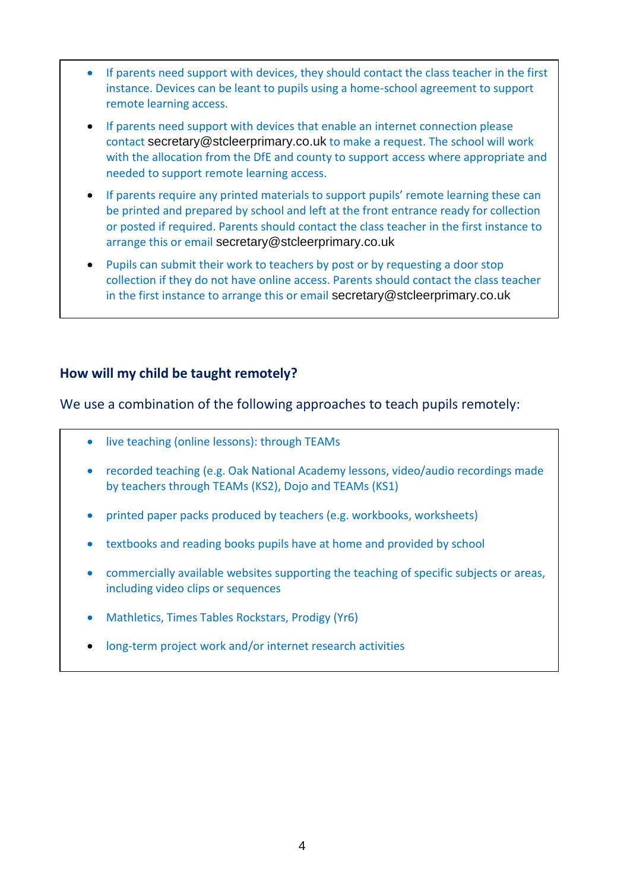- If parents need support with devices, they should contact the class teacher in the first instance. Devices can be leant to pupils using a home-school agreement to support remote learning access.
- If parents need support with devices that enable an internet connection please contact secretary@stcleerprimary.co.uk to make a request. The school will work with the allocation from the DfE and county to support access where appropriate and needed to support remote learning access.
- If parents require any printed materials to support pupils' remote learning these can be printed and prepared by school and left at the front entrance ready for collection or posted if required. Parents should contact the class teacher in the first instance to arrange this or email secretary@stcleerprimary.co.uk
- Pupils can submit their work to teachers by post or by requesting a door stop collection if they do not have online access. Parents should contact the class teacher in the first instance to arrange this or email secretary@stcleerprimary.co.uk

### How will my child be taught remotely?

We use a combination of the following approaches to teach pupils remotely:

- live teaching (online lessons): through TEAMs
- recorded teaching (e.g. Oak National Academy lessons, video/audio recordings made by teachers through TEAMs (KS2), Dojo and TEAMs (KS1)
- printed paper packs produced by teachers (e.g. workbooks, worksheets)
- textbooks and reading books pupils have at home and provided by school
- commercially available websites supporting the teaching of specific subjects or areas, including video clips or sequences
- Mathletics, Times Tables Rockstars, Prodigy (Yr6)
- long-term project work and/or internet research activities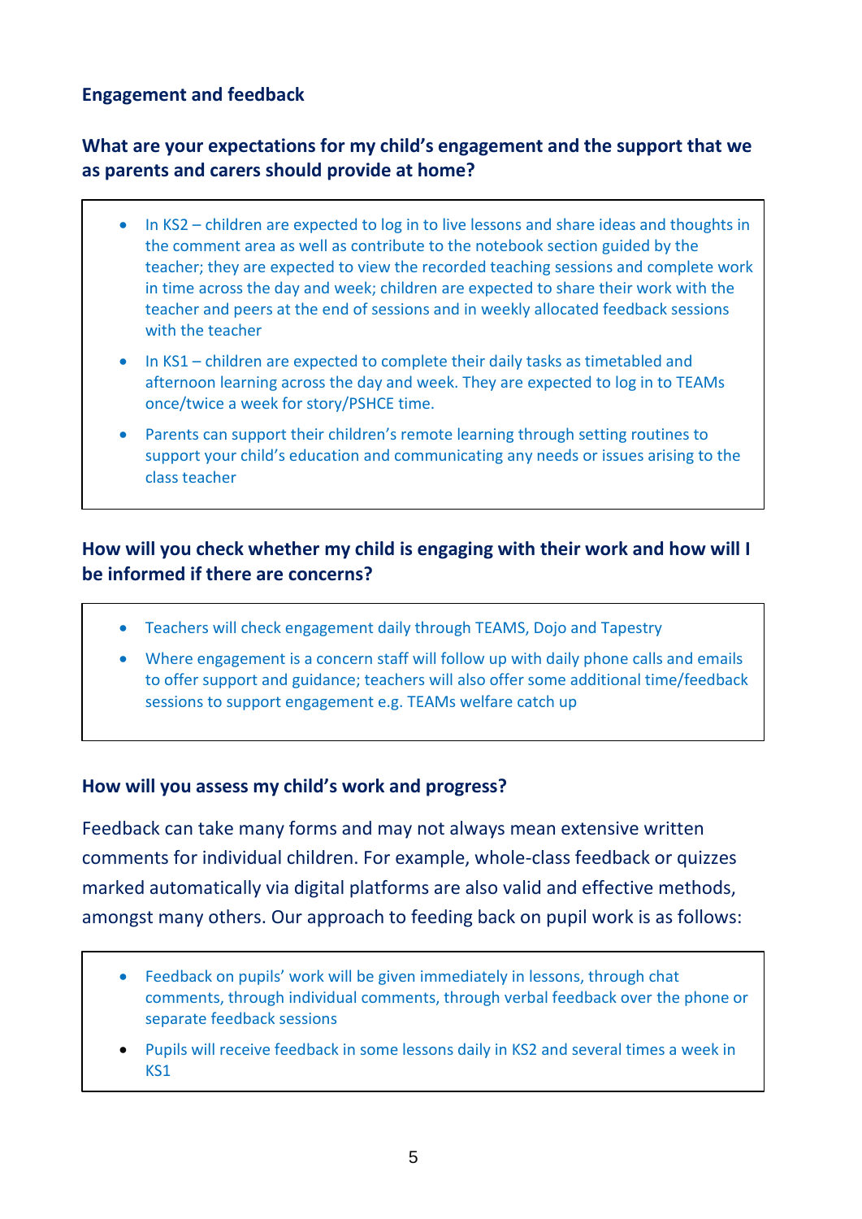## Engagement and feedback

### What are your expectations for my child's engagement and the support that we as parents and carers should provide at home?

- In KS2 – children are expected to log in to live lessons and share ideas and thoughts in the comment area as well as contribute to the notebook section guided by the teacher; they are expected to view the recorded teaching sessions and complete work in time across the day and week; children are expected to share their work with the teacher and peers at the end of sessions and in weekly allocated feedback sessions with the teacher
- In KS1 – children are expected to complete their daily tasks as timetabled and afternoon learning across the day and week. They are expected to log in to TEAMs once/twice a week for story/PSHCE time.
- Parents can support their children's remote learning through setting routines to support your child's education and communicating any needs or issues arising to the class teacher

### How will you check whether my child is engaging with their work and how will I be informed if there are concerns?

- Teachers will check engagement daily through TEAMS, Dojo and Tapestry
- Where engagement is a concern staff will follow up with daily phone calls and emails to offer support and guidance; teachers will also offer some additional time/feedback sessions to support engagement e.g. TEAMs welfare catch up

### How will you assess my child's work and progress?

Feedback can take many forms and may not always mean extensive written comments for individual children. For example, whole-class feedback or quizzes marked automatically via digital platforms are also valid and effective methods, amongst many others. Our approach to feeding back on pupil work is as follows:

- Feedback on pupils' work will be given immediately in lessons, through chat comments, through individual comments, through verbal feedback over the phone or separate feedback sessions
- Pupils will receive feedback in some lessons daily in KS2 and several times a week in KS1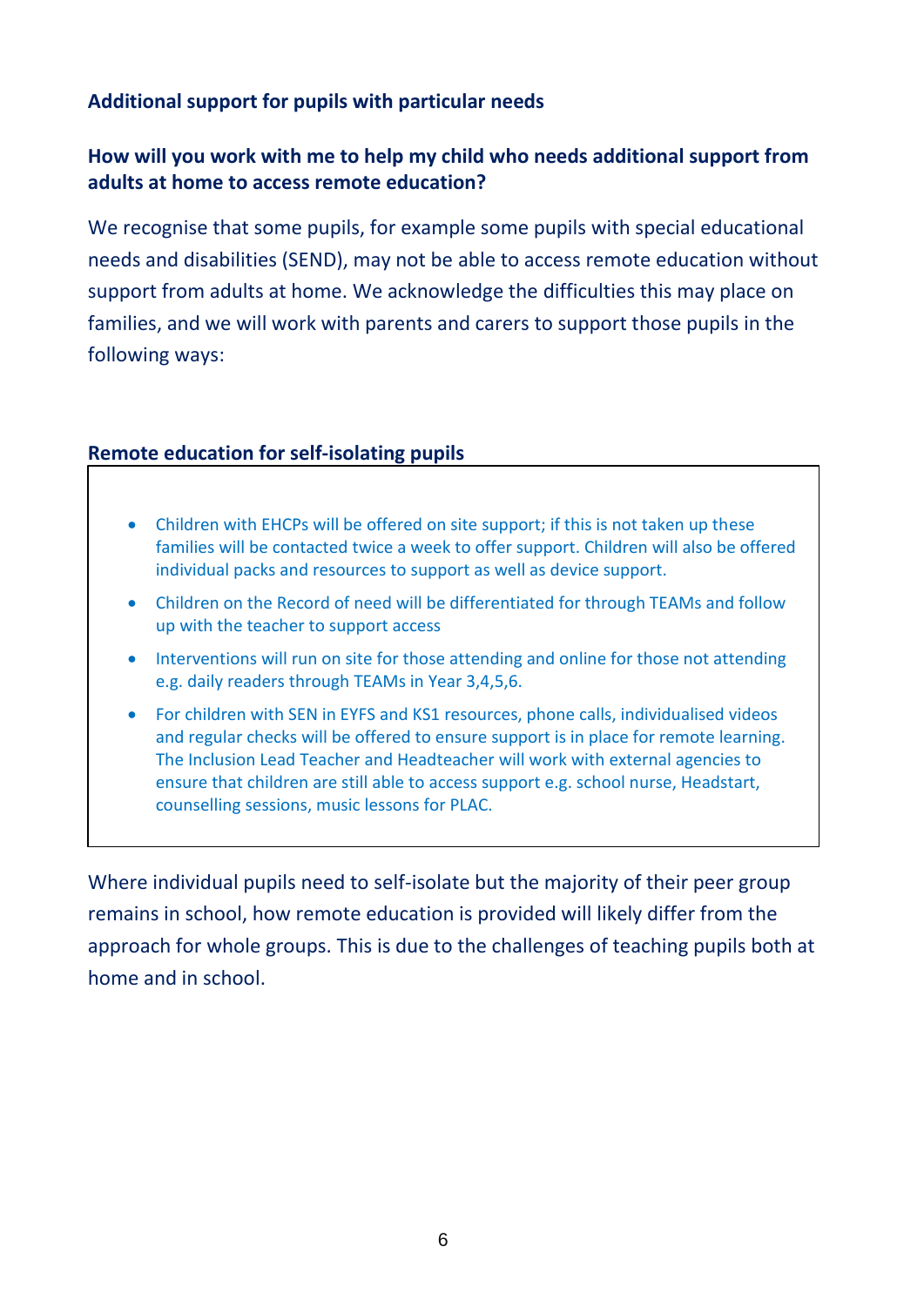**Additional support for pupils with particular needs**

**How will you work with me to help my child who needs additional support from adults at home to access remote education?**

We recognise that some pupils, for example some pupils with special educational needs and disabilities (SEND), may not be able to access remote education without support from adults at home. We acknowledge the difficulties this may place on families, and we will work with parents and carers to support those pupils in the following ways:

**Remote education for self-isolating pupils**

- Children with EHCPs will be offered on site support; if this is not taken up these families will be contacted twice a week to offer support. Children will also be offered individual packs and resources to support as well as device support.
- Children on the Record of need will be differentiated for through TEAMs and follow up with the teacher to support access
- Interventions will run on site for those attending and online for those not attending e.g. daily readers through TEAMs in Year 3,4,5,6.
- For children with SEN in EYFS and KS1 resources, phone calls, individualised videos and regular checks will be offered to ensure support is in place for remote learning. The Inclusion Lead Teacher and Headteacher will work with external agencies to ensure that children are still able to access support e.g. school nurse, Headstart, counselling sessions, music lessons for PLAC.

Where individual pupils need to self-isolate but the majority of their peer group remains in school, how remote education is provided will likely differ from the approach for whole groups. This is due to the challenges of teaching pupils both at home and in school.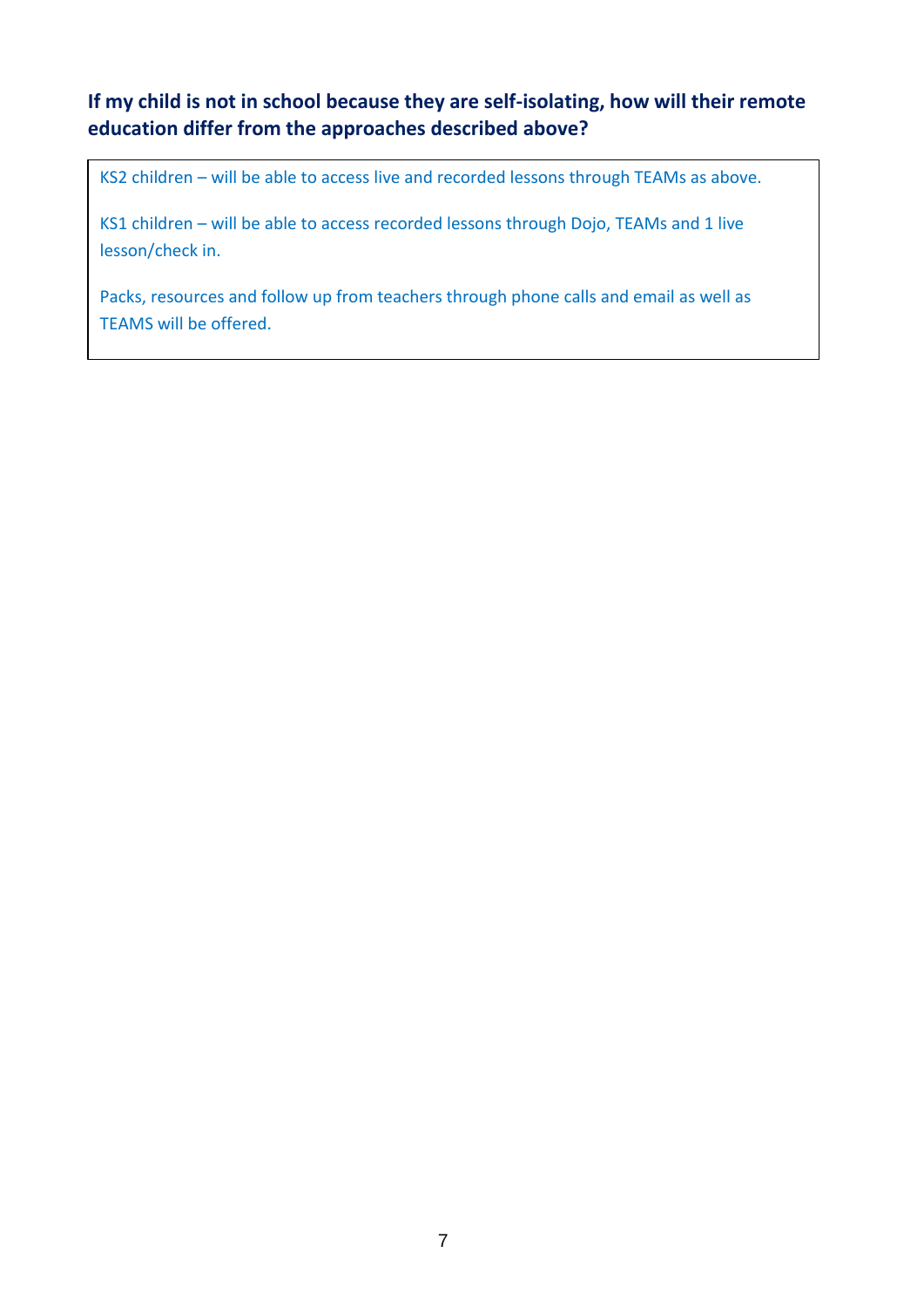### If my child is not in school because they are self-isolating, how will their remote education differ from the approaches described above?

KS2 children – will be able to access live and recorded lessons through TEAMs as above.

KS1 children – will be able to access recorded lessons through Dojo, TEAMs and 1 live lesson/check in.

Packs, resources and follow up from teachers through phone calls and email as well as TEAMS will be offered.